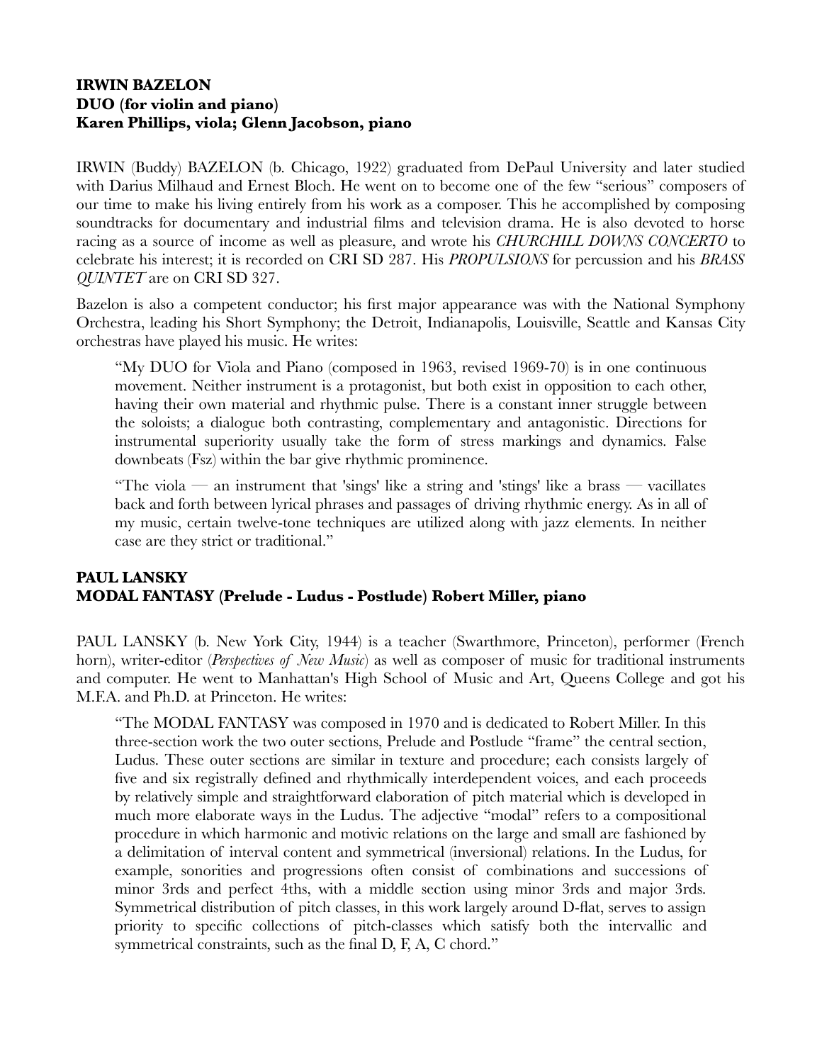**IRWIN BAZELON**
**DUO (for violin and piano)**
**Karen Phillips, viola; Glenn Jacobson, piano**

IRWIN (Buddy) BAZELON (b. Chicago, 1922) graduated from DePaul University and later studied with Darius Milhaud and Ernest Bloch. He went on to become one of the few "serious" composers of our time to make his living entirely from his work as a composer. This he accomplished by composing soundtracks for documentary and industrial films and television drama. He is also devoted to horse racing as a source of income as well as pleasure, and wrote his *CHURCHILL DOWNS CONCERTO* to celebrate his interest; it is recorded on CRI SD 287. His *PROPULSIONS* for percussion and his *BRASS QUINTET* are on CRI SD 327.

Bazelon is also a competent conductor; his first major appearance was with the National Symphony Orchestra, leading his Short Symphony; the Detroit, Indianapolis, Louisville, Seattle and Kansas City orchestras have played his music. He writes:

> "My DUO for Viola and Piano (composed in 1963, revised 1969-70) is in one continuous movement. Neither instrument is a protagonist, but both exist in opposition to each other, having their own material and rhythmic pulse. There is a constant inner struggle between the soloists; a dialogue both contrasting, complementary and antagonistic. Directions for instrumental superiority usually take the form of stress markings and dynamics. False downbeats (Fsz) within the bar give rhythmic prominence.
>
> "The viola — an instrument that 'sings' like a string and 'stings' like a brass — vacillates back and forth between lyrical phrases and passages of driving rhythmic energy. As in all of my music, certain twelve-tone techniques are utilized along with jazz elements. In neither case are they strict or traditional."

**PAUL LANSKY**
**MODAL FANTASY (Prelude - Ludus - Postlude) Robert Miller, piano**

PAUL LANSKY (b. New York City, 1944) is a teacher (Swarthmore, Princeton), performer (French horn), writer-editor (*Perspectives of New Music*) as well as composer of music for traditional instruments and computer. He went to Manhattan's High School of Music and Art, Queens College and got his M.F.A. and Ph.D. at Princeton. He writes:

> "The MODAL FANTASY was composed in 1970 and is dedicated to Robert Miller. In this three-section work the two outer sections, Prelude and Postlude "frame" the central section, Ludus. These outer sections are similar in texture and procedure; each consists largely of five and six registrally defined and rhythmically interdependent voices, and each proceeds by relatively simple and straightforward elaboration of pitch material which is developed in much more elaborate ways in the Ludus. The adjective "modal" refers to a compositional procedure in which harmonic and motivic relations on the large and small are fashioned by a delimitation of interval content and symmetrical (inversional) relations. In the Ludus, for example, sonorities and progressions often consist of combinations and successions of minor 3rds and perfect 4ths, with a middle section using minor 3rds and major 3rds. Symmetrical distribution of pitch classes, in this work largely around D-flat, serves to assign priority to specific collections of pitch-classes which satisfy both the intervallic and symmetrical constraints, such as the final D, F, A, C chord."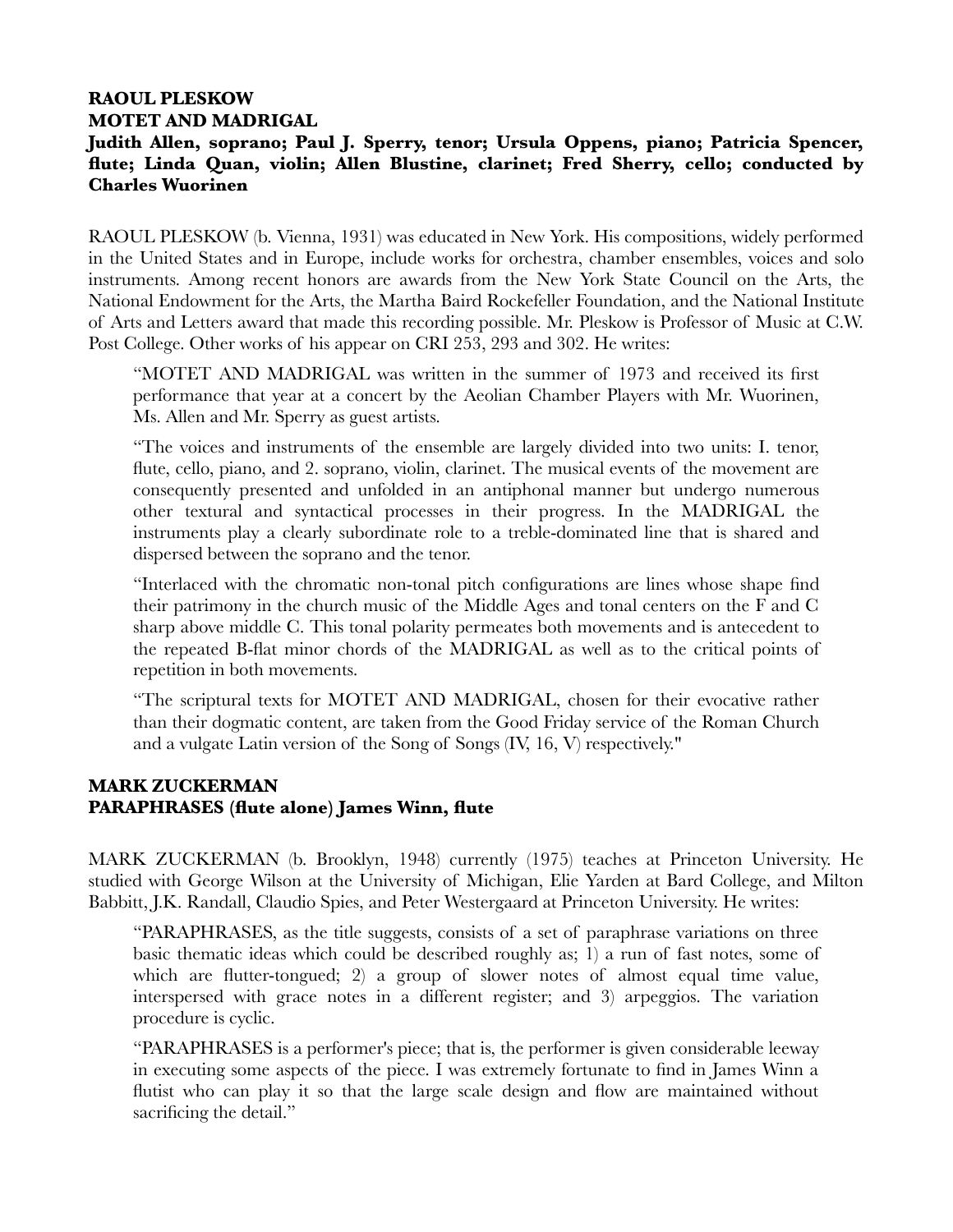**RAOUL PLESKOW**
**MOTET AND MADRIGAL**
**Judith Allen, soprano; Paul J. Sperry, tenor; Ursula Oppens, piano; Patricia Spencer, flute; Linda Quan, violin; Allen Blustine, clarinet; Fred Sherry, cello; conducted by Charles Wuorinen**

RAOUL PLESKOW (b. Vienna, 1931) was educated in New York. His compositions, widely performed in the United States and in Europe, include works for orchestra, chamber ensembles, voices and solo instruments. Among recent honors are awards from the New York State Council on the Arts, the National Endowment for the Arts, the Martha Baird Rockefeller Foundation, and the National Institute of Arts and Letters award that made this recording possible. Mr. Pleskow is Professor of Music at C.W. Post College. Other works of his appear on CRI 253, 293 and 302. He writes:

> "MOTET AND MADRIGAL was written in the summer of 1973 and received its first performance that year at a concert by the Aeolian Chamber Players with Mr. Wuorinen, Ms. Allen and Mr. Sperry as guest artists.
>
> "The voices and instruments of the ensemble are largely divided into two units: I. tenor, flute, cello, piano, and 2. soprano, violin, clarinet. The musical events of the movement are consequently presented and unfolded in an antiphonal manner but undergo numerous other textural and syntactical processes in their progress. In the MADRIGAL the instruments play a clearly subordinate role to a treble-dominated line that is shared and dispersed between the soprano and the tenor.
>
> "Interlaced with the chromatic non-tonal pitch configurations are lines whose shape find their patrimony in the church music of the Middle Ages and tonal centers on the F and C sharp above middle C. This tonal polarity permeates both movements and is antecedent to the repeated B-flat minor chords of the MADRIGAL as well as to the critical points of repetition in both movements.
>
> "The scriptural texts for MOTET AND MADRIGAL, chosen for their evocative rather than their dogmatic content, are taken from the Good Friday service of the Roman Church and a vulgate Latin version of the Song of Songs (IV, 16, V) respectively."

**MARK ZUCKERMAN**
**PARAPHRASES (flute alone) James Winn, flute**

MARK ZUCKERMAN (b. Brooklyn, 1948) currently (1975) teaches at Princeton University. He studied with George Wilson at the University of Michigan, Elie Yarden at Bard College, and Milton Babbitt, J.K. Randall, Claudio Spies, and Peter Westergaard at Princeton University. He writes:

> "PARAPHRASES, as the title suggests, consists of a set of paraphrase variations on three basic thematic ideas which could be described roughly as; 1) a run of fast notes, some of which are flutter-tongued; 2) a group of slower notes of almost equal time value, interspersed with grace notes in a different register; and 3) arpeggios. The variation procedure is cyclic.
>
> "PARAPHRASES is a performer's piece; that is, the performer is given considerable leeway in executing some aspects of the piece. I was extremely fortunate to find in James Winn a flutist who can play it so that the large scale design and flow are maintained without sacrificing the detail."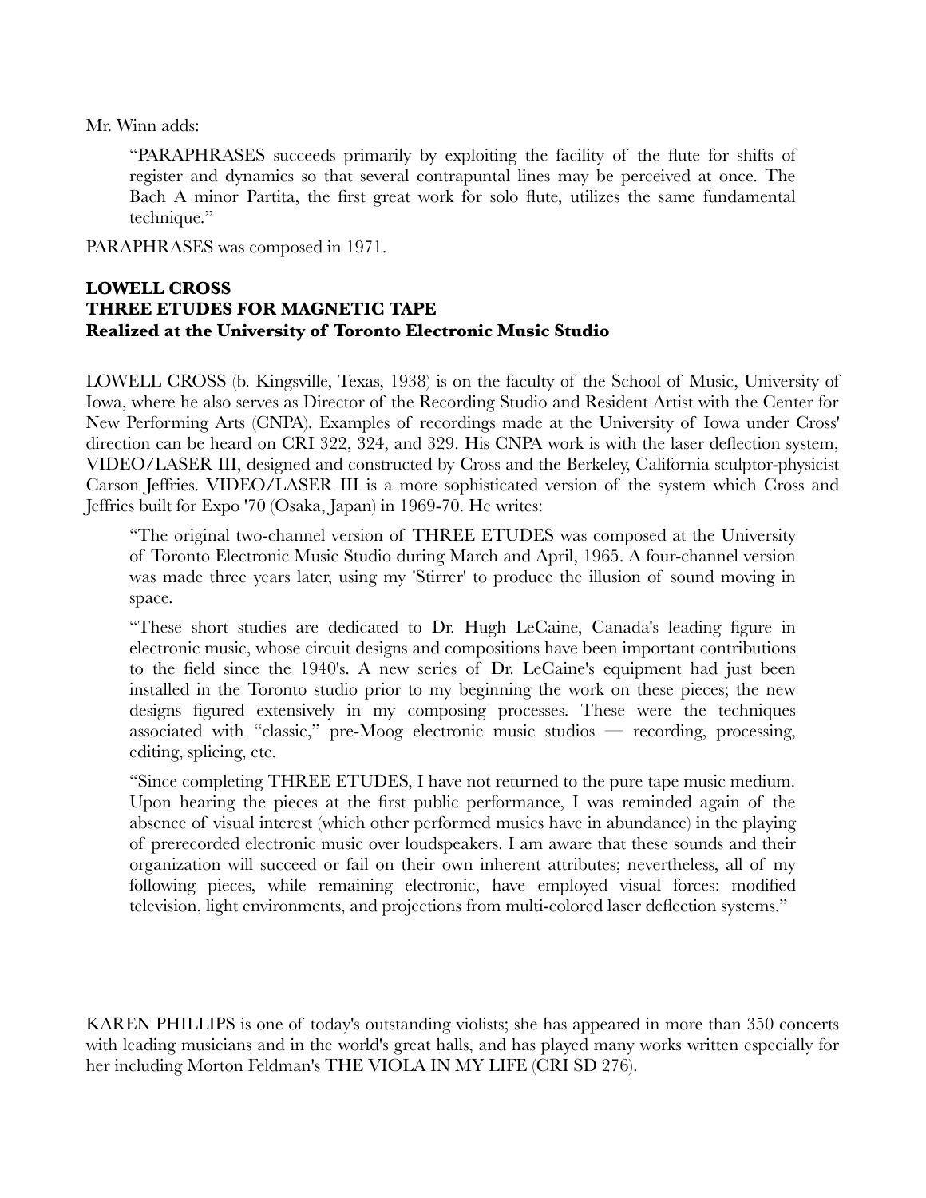Mr. Winn adds:

> "PARAPHRASES succeeds primarily by exploiting the facility of the flute for shifts of register and dynamics so that several contrapuntal lines may be perceived at once. The Bach A minor Partita, the first great work for solo flute, utilizes the same fundamental technique."

PARAPHRASES was composed in 1971.

**LOWELL CROSS**
**THREE ETUDES FOR MAGNETIC TAPE**
**Realized at the University of Toronto Electronic Music Studio**

LOWELL CROSS (b. Kingsville, Texas, 1938) is on the faculty of the School of Music, University of Iowa, where he also serves as Director of the Recording Studio and Resident Artist with the Center for New Performing Arts (CNPA). Examples of recordings made at the University of Iowa under Cross' direction can be heard on CRI 322, 324, and 329. His CNPA work is with the laser deflection system, VIDEO/LASER III, designed and constructed by Cross and the Berkeley, California sculptor-physicist Carson Jeffries. VIDEO/LASER III is a more sophisticated version of the system which Cross and Jeffries built for Expo '70 (Osaka, Japan) in 1969-70. He writes:

> "The original two-channel version of THREE ETUDES was composed at the University of Toronto Electronic Music Studio during March and April, 1965. A four-channel version was made three years later, using my 'Stirrer' to produce the illusion of sound moving in space.
>
> "These short studies are dedicated to Dr. Hugh LeCaine, Canada's leading figure in electronic music, whose circuit designs and compositions have been important contributions to the field since the 1940's. A new series of Dr. LeCaine's equipment had just been installed in the Toronto studio prior to my beginning the work on these pieces; the new designs figured extensively in my composing processes. These were the techniques associated with "classic," pre-Moog electronic music studios — recording, processing, editing, splicing, etc.
>
> "Since completing THREE ETUDES, I have not returned to the pure tape music medium. Upon hearing the pieces at the first public performance, I was reminded again of the absence of visual interest (which other performed musics have in abundance) in the playing of prerecorded electronic music over loudspeakers. I am aware that these sounds and their organization will succeed or fail on their own inherent attributes; nevertheless, all of my following pieces, while remaining electronic, have employed visual forces: modified television, light environments, and projections from multi-colored laser deflection systems."

KAREN PHILLIPS is one of today's outstanding violists; she has appeared in more than 350 concerts with leading musicians and in the world's great halls, and has played many works written especially for her including Morton Feldman's THE VIOLA IN MY LIFE (CRI SD 276).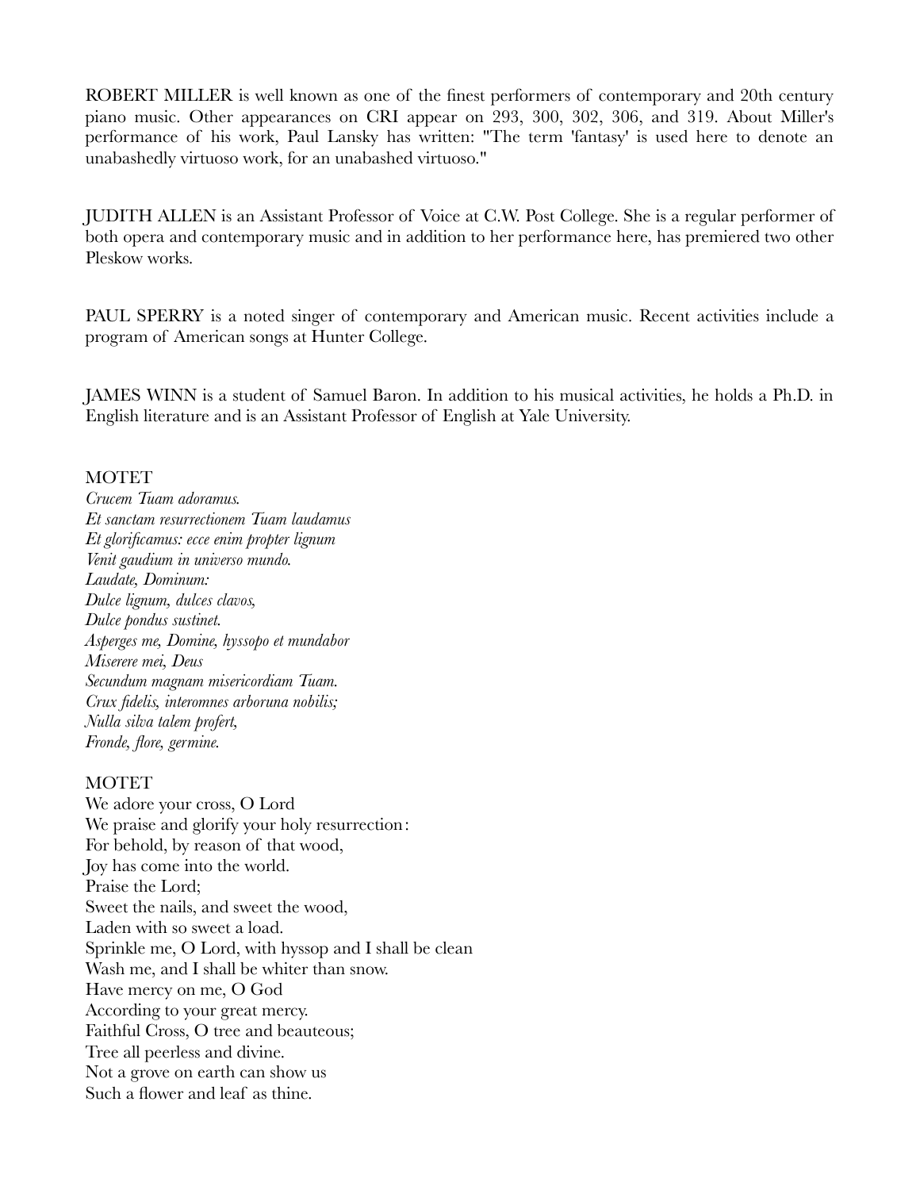ROBERT MILLER is well known as one of the finest performers of contemporary and 20th century piano music. Other appearances on CRI appear on 293, 300, 302, 306, and 319. About Miller's performance of his work, Paul Lansky has written: "The term 'fantasy' is used here to denote an unabashedly virtuoso work, for an unabashed virtuoso."

JUDITH ALLEN is an Assistant Professor of Voice at C.W. Post College. She is a regular performer of both opera and contemporary music and in addition to her performance here, has premiered two other Pleskow works.

PAUL SPERRY is a noted singer of contemporary and American music. Recent activities include a program of American songs at Hunter College.

JAMES WINN is a student of Samuel Baron. In addition to his musical activities, he holds a Ph.D. in English literature and is an Assistant Professor of English at Yale University.

MOTET  
*Crucem Tuam adoramus.*  
*Et sanctam resurrectionem Tuam laudamus*  
*Et glorificamus: ecce enim propter lignum*  
*Venit gaudium in universo mundo.*  
*Laudate, Dominum:*  
*Dulce lignum, dulces clavos,*  
*Dulce pondus sustinet.*  
*Asperges me, Domine, hyssopo et mundabor*  
*Miserere mei, Deus*  
*Secundum magnam misericordiam Tuam.*  
*Crux fidelis, interomnes arboruna nobilis;*  
*Nulla silva talem profert,*  
*Fronde, flore, germine.*

MOTET  
We adore your cross, O Lord  
We praise and glorify your holy resurrection:  
For behold, by reason of that wood,  
Joy has come into the world.  
Praise the Lord;  
Sweet the nails, and sweet the wood,  
Laden with so sweet a load.  
Sprinkle me, O Lord, with hyssop and I shall be clean  
Wash me, and I shall be whiter than snow.  
Have mercy on me, O God  
According to your great mercy.  
Faithful Cross, O tree and beauteous;  
Tree all peerless and divine.  
Not a grove on earth can show us  
Such a flower and leaf as thine.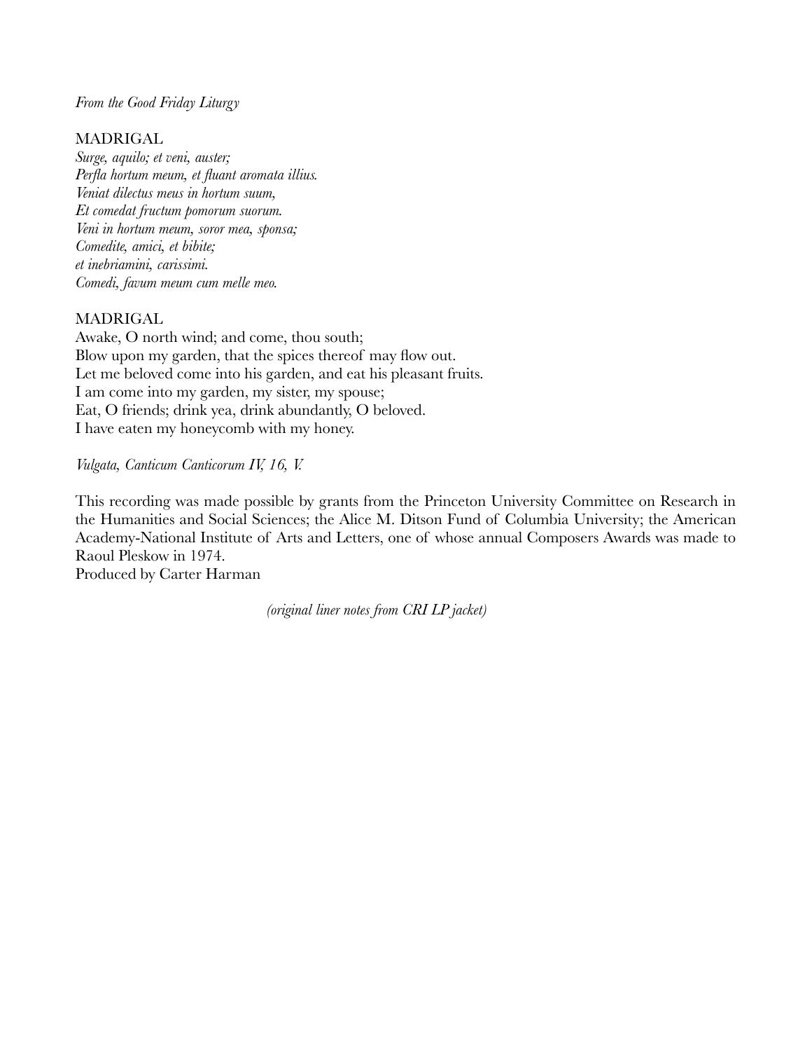*From the Good Friday Liturgy*

MADRIGAL

*Surge, aquilo; et veni, auster;*
*Perfla hortum meum, et fluant aromata illius.*
*Veniat dilectus meus in hortum suum,*
*Et comedat fructum pomorum suorum.*
*Veni in hortum meum, soror mea, sponsa;*
*Comedite, amici, et bibite;*
*et inebriamini, carissimi.*
*Comedi, favum meum cum melle meo.*

MADRIGAL

Awake, O north wind; and come, thou south;
Blow upon my garden, that the spices thereof may flow out.
Let me beloved come into his garden, and eat his pleasant fruits.
I am come into my garden, my sister, my spouse;
Eat, O friends; drink yea, drink abundantly, O beloved.
I have eaten my honeycomb with my honey.

*Vulgata, Canticum Canticorum IV, 16, V.*

This recording was made possible by grants from the Princeton University Committee on Research in the Humanities and Social Sciences; the Alice M. Ditson Fund of Columbia University; the American Academy-National Institute of Arts and Letters, one of whose annual Composers Awards was made to Raoul Pleskow in 1974.
Produced by Carter Harman

*(original liner notes from CRI LP jacket)*